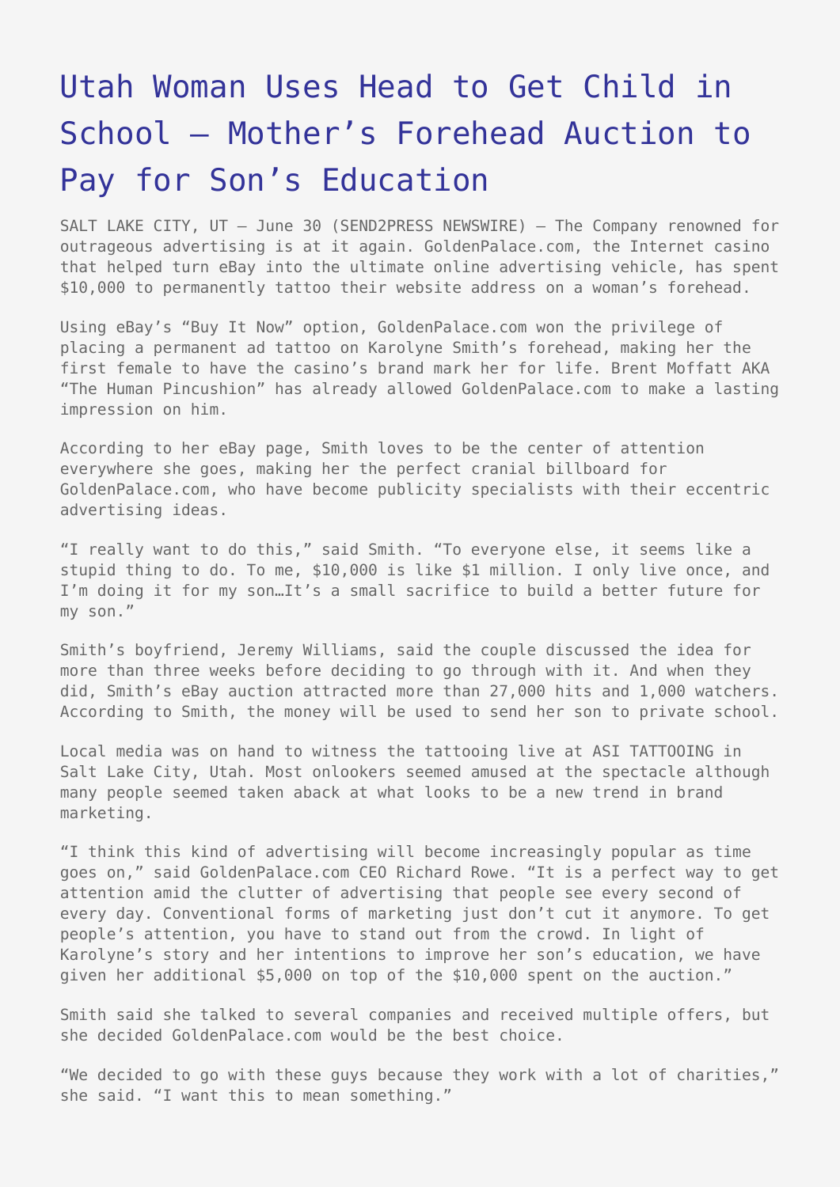# Utah Woman Uses Head to Get Child in School – Mother's Forehead Auction to Pay for Son's Education

SALT LAKE CITY, UT – June 30 (SEND2PRESS NEWSWIRE) — The Company renowned for outrageous advertising is at it again. GoldenPalace.com, the Internet casino that helped turn eBay into the ultimate online advertising vehicle, has spent $10,000 to permanently tattoo their website address on a woman's forehead.

Using eBay's "Buy It Now" option, GoldenPalace.com won the privilege of placing a permanent ad tattoo on Karolyne Smith's forehead, making her the first female to have the casino's brand mark her for life. Brent Moffatt AKA "The Human Pincushion" has already allowed GoldenPalace.com to make a lasting impression on him.

According to her eBay page, Smith loves to be the center of attention everywhere she goes, making her the perfect cranial billboard for GoldenPalace.com, who have become publicity specialists with their eccentric advertising ideas.

"I really want to do this," said Smith. "To everyone else, it seems like a stupid thing to do. To me, $10,000 is like $1 million. I only live once, and I'm doing it for my son…It's a small sacrifice to build a better future for my son."

Smith's boyfriend, Jeremy Williams, said the couple discussed the idea for more than three weeks before deciding to go through with it. And when they did, Smith's eBay auction attracted more than 27,000 hits and 1,000 watchers. According to Smith, the money will be used to send her son to private school.

Local media was on hand to witness the tattooing live at ASI TATTOOING in Salt Lake City, Utah. Most onlookers seemed amused at the spectacle although many people seemed taken aback at what looks to be a new trend in brand marketing.

"I think this kind of advertising will become increasingly popular as time goes on," said GoldenPalace.com CEO Richard Rowe. "It is a perfect way to get attention amid the clutter of advertising that people see every second of every day. Conventional forms of marketing just don't cut it anymore. To get people's attention, you have to stand out from the crowd. In light of Karolyne's story and her intentions to improve her son's education, we have given her additional $5,000 on top of the $10,000 spent on the auction."

Smith said she talked to several companies and received multiple offers, but she decided GoldenPalace.com would be the best choice.

"We decided to go with these guys because they work with a lot of charities," she said. "I want this to mean something."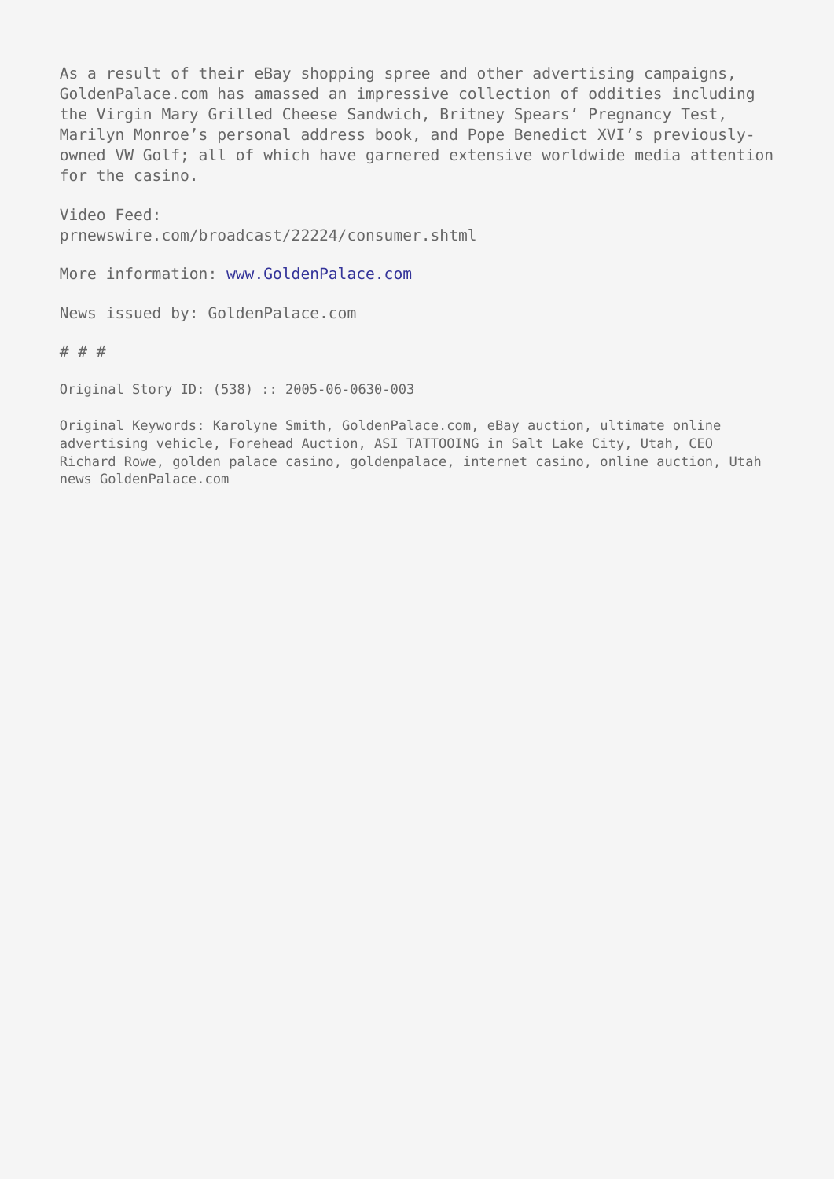As a result of their eBay shopping spree and other advertising campaigns, GoldenPalace.com has amassed an impressive collection of oddities including the Virgin Mary Grilled Cheese Sandwich, Britney Spears' Pregnancy Test, Marilyn Monroe's personal address book, and Pope Benedict XVI's previously-owned VW Golf; all of which have garnered extensive worldwide media attention for the casino.

Video Feed:
prnewswire.com/broadcast/22224/consumer.shtml

More information: www.GoldenPalace.com

News issued by: GoldenPalace.com

# # #

Original Story ID: (538) :: 2005-06-0630-003

Original Keywords: Karolyne Smith, GoldenPalace.com, eBay auction, ultimate online advertising vehicle, Forehead Auction, ASI TATTOOING in Salt Lake City, Utah, CEO Richard Rowe, golden palace casino, goldenpalace, internet casino, online auction, Utah news GoldenPalace.com